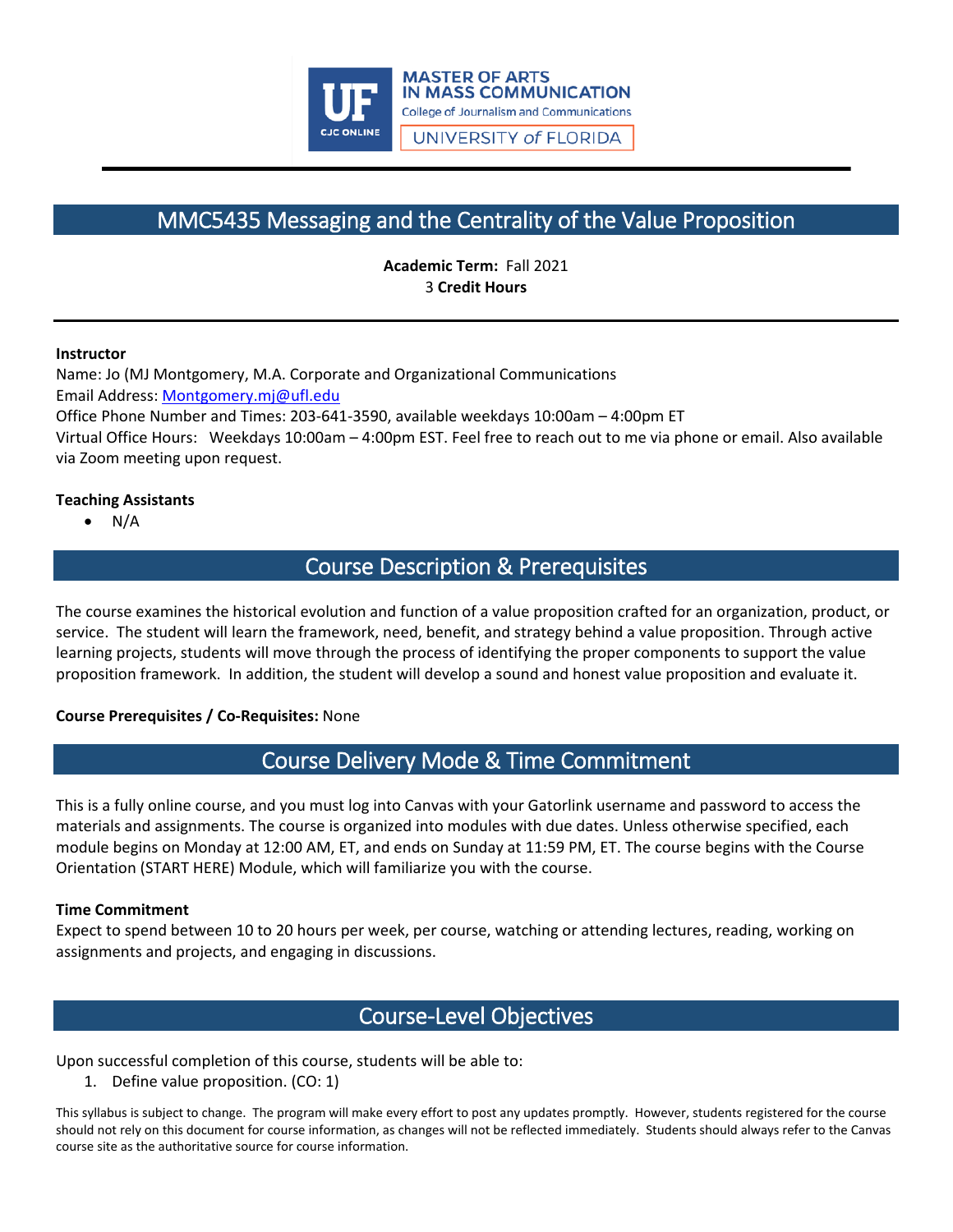MASTER OF ARTS
IN MASS COMMUNICATION
College of Journalism and Communications
UNIVERSITY of FLORIDA

# MMC5435 Messaging and the Centrality of the Value Proposition

**Academic Term:** Fall 2021
3 **Credit Hours**

**Instructor**
Name: Jo (MJ Montgomery, M.A. Corporate and Organizational Communications
Email Address: Montgomery.mj@ufl.edu
Office Phone Number and Times: 203-641-3590, available weekdays 10:00am – 4:00pm ET
Virtual Office Hours: Weekdays 10:00am – 4:00pm EST. Feel free to reach out to me via phone or email. Also available via Zoom meeting upon request.

**Teaching Assistants**

- N/A

## Course Description & Prerequisites

The course examines the historical evolution and function of a value proposition crafted for an organization, product, or service. The student will learn the framework, need, benefit, and strategy behind a value proposition. Through active learning projects, students will move through the process of identifying the proper components to support the value proposition framework. In addition, the student will develop a sound and honest value proposition and evaluate it.

**Course Prerequisites / Co-Requisites:** None

## Course Delivery Mode & Time Commitment

This is a fully online course, and you must log into Canvas with your Gatorlink username and password to access the materials and assignments. The course is organized into modules with due dates. Unless otherwise specified, each module begins on Monday at 12:00 AM, ET, and ends on Sunday at 11:59 PM, ET. The course begins with the Course Orientation (START HERE) Module, which will familiarize you with the course.

**Time Commitment**
Expect to spend between 10 to 20 hours per week, per course, watching or attending lectures, reading, working on assignments and projects, and engaging in discussions.

## Course-Level Objectives

Upon successful completion of this course, students will be able to:

1. Define value proposition. (CO: 1)

This syllabus is subject to change. The program will make every effort to post any updates promptly. However, students registered for the course should not rely on this document for course information, as changes will not be reflected immediately. Students should always refer to the Canvas course site as the authoritative source for course information.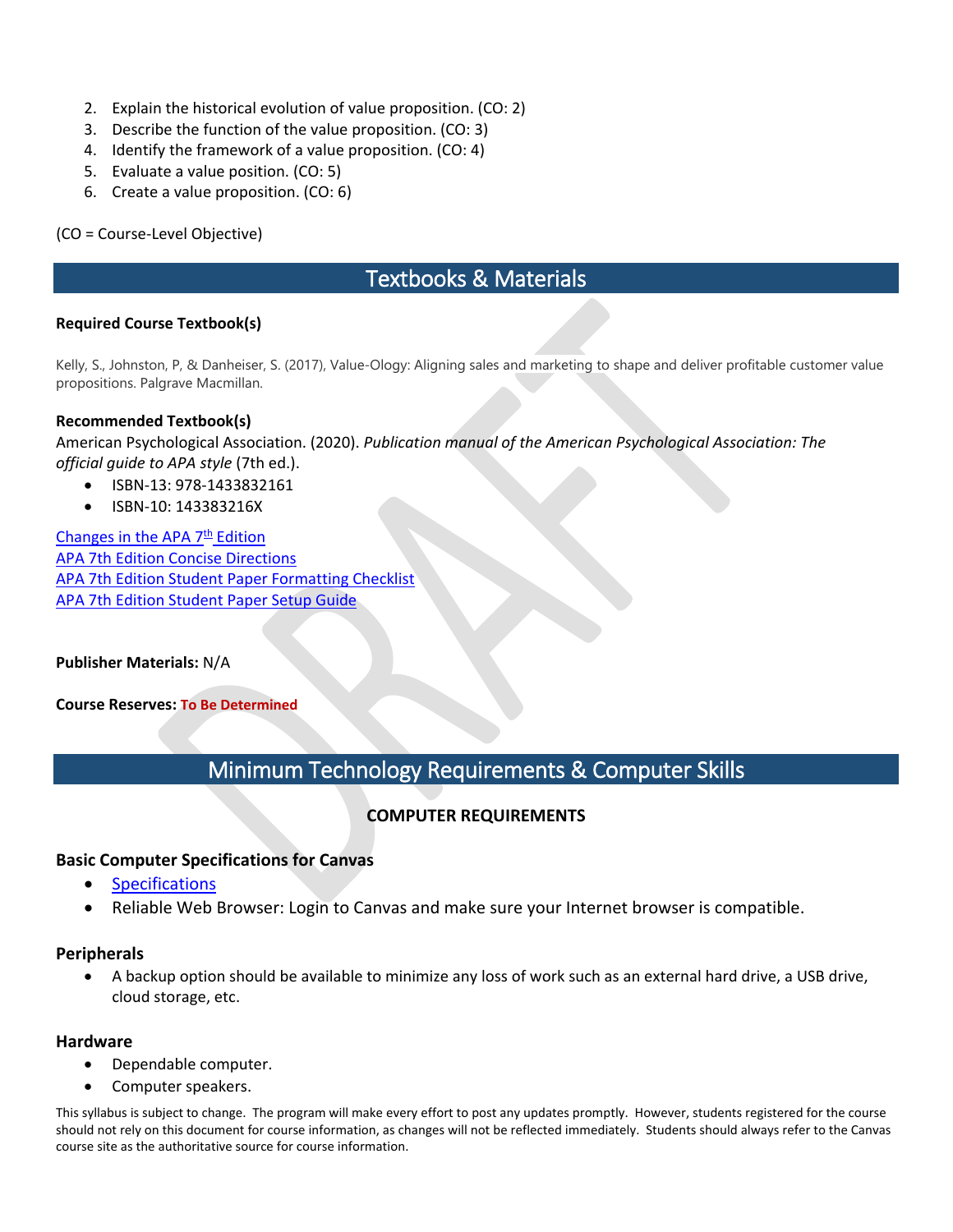2. Explain the historical evolution of value proposition. (CO: 2)
3. Describe the function of the value proposition. (CO: 3)
4. Identify the framework of a value proposition. (CO: 4)
5. Evaluate a value position. (CO: 5)
6. Create a value proposition. (CO: 6)

(CO = Course-Level Objective)

## Textbooks & Materials

**Required Course Textbook(s)**

Kelly, S., Johnston, P, & Danheiser, S. (2017), Value-Ology: Aligning sales and marketing to shape and deliver profitable customer value propositions. Palgrave Macmillan.

**Recommended Textbook(s)**

American Psychological Association. (2020). *Publication manual of the American Psychological Association: The official guide to APA style* (7th ed.).

- ISBN-13: 978-1433832161
- ISBN-10: 143383216X

Changes in the APA 7th Edition
APA 7th Edition Concise Directions
APA 7th Edition Student Paper Formatting Checklist
APA 7th Edition Student Paper Setup Guide

**Publisher Materials:** N/A

**Course Reserves:** **To Be Determined**

## Minimum Technology Requirements & Computer Skills

**COMPUTER REQUIREMENTS**

### Basic Computer Specifications for Canvas

- Specifications
- Reliable Web Browser: Login to Canvas and make sure your Internet browser is compatible.

### Peripherals

- A backup option should be available to minimize any loss of work such as an external hard drive, a USB drive, cloud storage, etc.

### Hardware

- Dependable computer.
- Computer speakers.

This syllabus is subject to change. The program will make every effort to post any updates promptly. However, students registered for the course should not rely on this document for course information, as changes will not be reflected immediately. Students should always refer to the Canvas course site as the authoritative source for course information.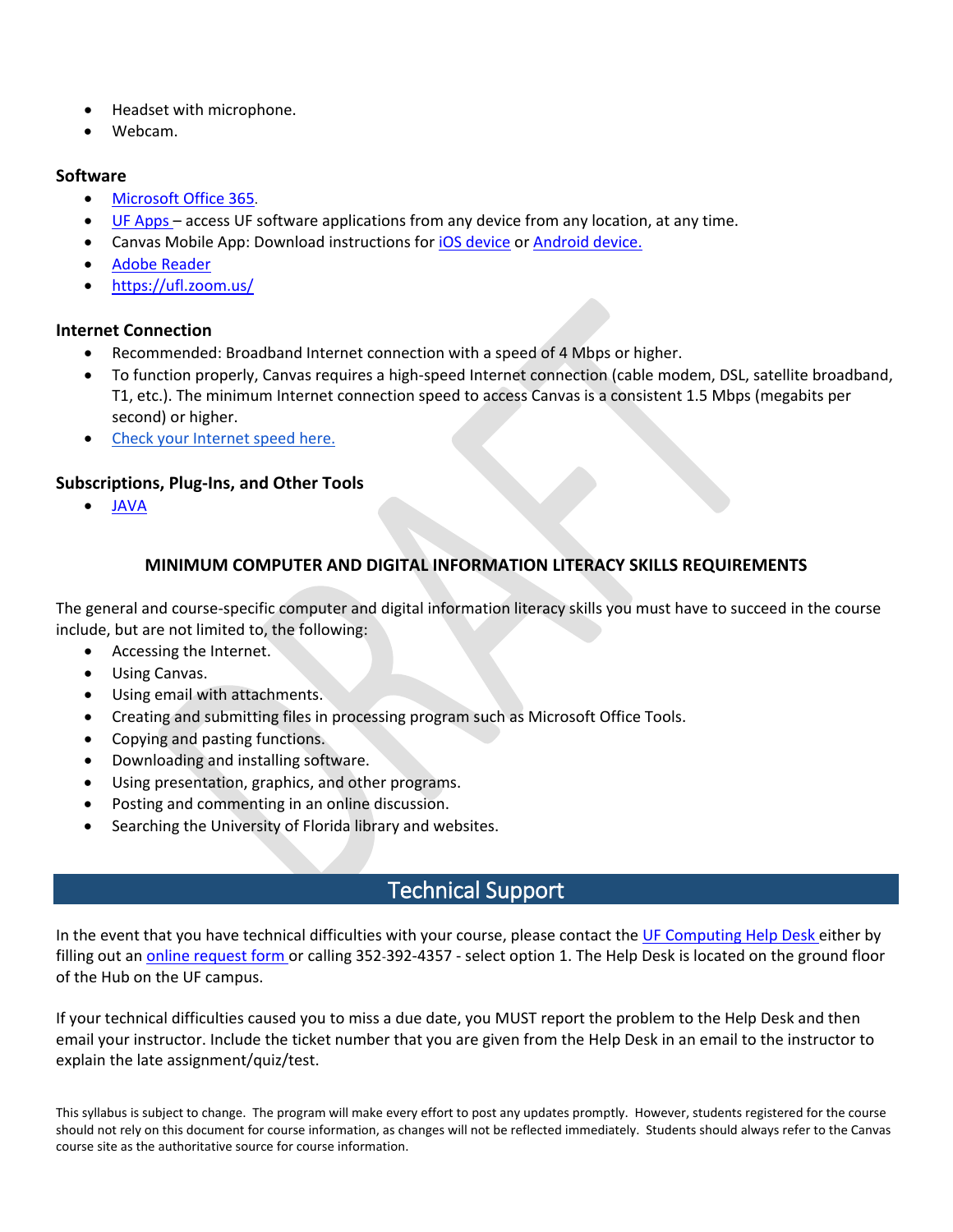- Headset with microphone.
- Webcam.

### Software

- Microsoft Office 365.
- UF Apps – access UF software applications from any device from any location, at any time.
- Canvas Mobile App: Download instructions for iOS device or Android device.
- Adobe Reader
- https://ufl.zoom.us/

### Internet Connection

- Recommended: Broadband Internet connection with a speed of 4 Mbps or higher.
- To function properly, Canvas requires a high-speed Internet connection (cable modem, DSL, satellite broadband, T1, etc.). The minimum Internet connection speed to access Canvas is a consistent 1.5 Mbps (megabits per second) or higher.
- Check your Internet speed here.

### Subscriptions, Plug-Ins, and Other Tools

- JAVA

### MINIMUM COMPUTER AND DIGITAL INFORMATION LITERACY SKILLS REQUIREMENTS

The general and course-specific computer and digital information literacy skills you must have to succeed in the course include, but are not limited to, the following:

- Accessing the Internet.
- Using Canvas.
- Using email with attachments.
- Creating and submitting files in processing program such as Microsoft Office Tools.
- Copying and pasting functions.
- Downloading and installing software.
- Using presentation, graphics, and other programs.
- Posting and commenting in an online discussion.
- Searching the University of Florida library and websites.

## Technical Support

In the event that you have technical difficulties with your course, please contact the UF Computing Help Desk either by filling out an online request form or calling 352-392-4357 - select option 1. The Help Desk is located on the ground floor of the Hub on the UF campus.

If your technical difficulties caused you to miss a due date, you MUST report the problem to the Help Desk and then email your instructor. Include the ticket number that you are given from the Help Desk in an email to the instructor to explain the late assignment/quiz/test.

This syllabus is subject to change. The program will make every effort to post any updates promptly. However, students registered for the course should not rely on this document for course information, as changes will not be reflected immediately. Students should always refer to the Canvas course site as the authoritative source for course information.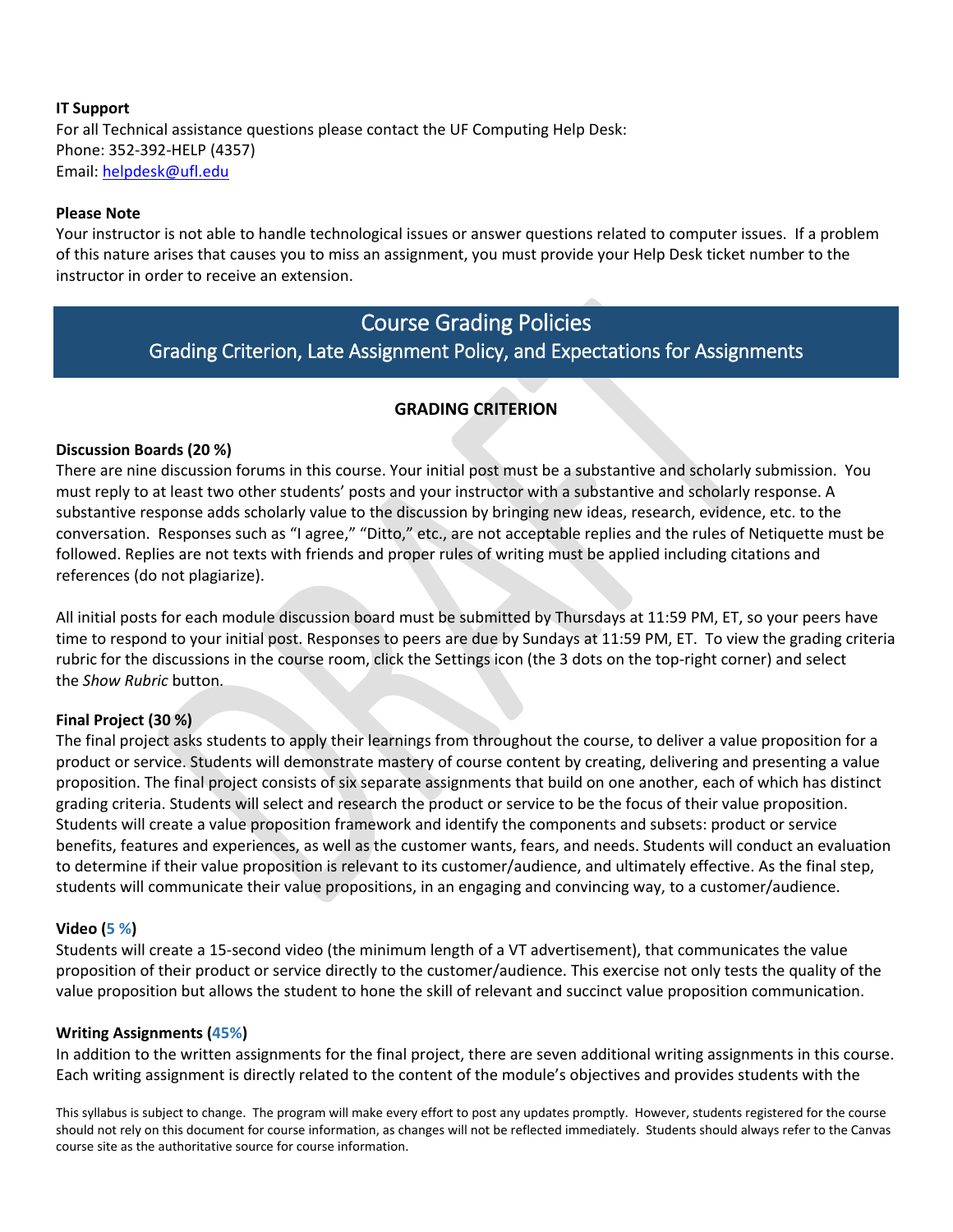**IT Support**
For all Technical assistance questions please contact the UF Computing Help Desk:
Phone: 352-392-HELP (4357)
Email: helpdesk@ufl.edu

**Please Note**
Your instructor is not able to handle technological issues or answer questions related to computer issues. If a problem of this nature arises that causes you to miss an assignment, you must provide your Help Desk ticket number to the instructor in order to receive an extension.

## Course Grading Policies

### Grading Criterion, Late Assignment Policy, and Expectations for Assignments

**GRADING CRITERION**

**Discussion Boards (20 %)**
There are nine discussion forums in this course. Your initial post must be a substantive and scholarly submission. You must reply to at least two other students' posts and your instructor with a substantive and scholarly response. A substantive response adds scholarly value to the discussion by bringing new ideas, research, evidence, etc. to the conversation. Responses such as "I agree," "Ditto," etc., are not acceptable replies and the rules of Netiquette must be followed. Replies are not texts with friends and proper rules of writing must be applied including citations and references (do not plagiarize).

All initial posts for each module discussion board must be submitted by Thursdays at 11:59 PM, ET, so your peers have time to respond to your initial post. Responses to peers are due by Sundays at 11:59 PM, ET. To view the grading criteria rubric for the discussions in the course room, click the Settings icon (the 3 dots on the top-right corner) and select the *Show Rubric* button.

**Final Project (30 %)**
The final project asks students to apply their learnings from throughout the course, to deliver a value proposition for a product or service. Students will demonstrate mastery of course content by creating, delivering and presenting a value proposition. The final project consists of six separate assignments that build on one another, each of which has distinct grading criteria. Students will select and research the product or service to be the focus of their value proposition. Students will create a value proposition framework and identify the components and subsets: product or service benefits, features and experiences, as well as the customer wants, fears, and needs. Students will conduct an evaluation to determine if their value proposition is relevant to its customer/audience, and ultimately effective. As the final step, students will communicate their value propositions, in an engaging and convincing way, to a customer/audience.

**Video (5 %)**
Students will create a 15-second video (the minimum length of a VT advertisement), that communicates the value proposition of their product or service directly to the customer/audience. This exercise not only tests the quality of the value proposition but allows the student to hone the skill of relevant and succinct value proposition communication.

**Writing Assignments (45%)**
In addition to the written assignments for the final project, there are seven additional writing assignments in this course. Each writing assignment is directly related to the content of the module's objectives and provides students with the

This syllabus is subject to change. The program will make every effort to post any updates promptly. However, students registered for the course should not rely on this document for course information, as changes will not be reflected immediately. Students should always refer to the Canvas course site as the authoritative source for course information.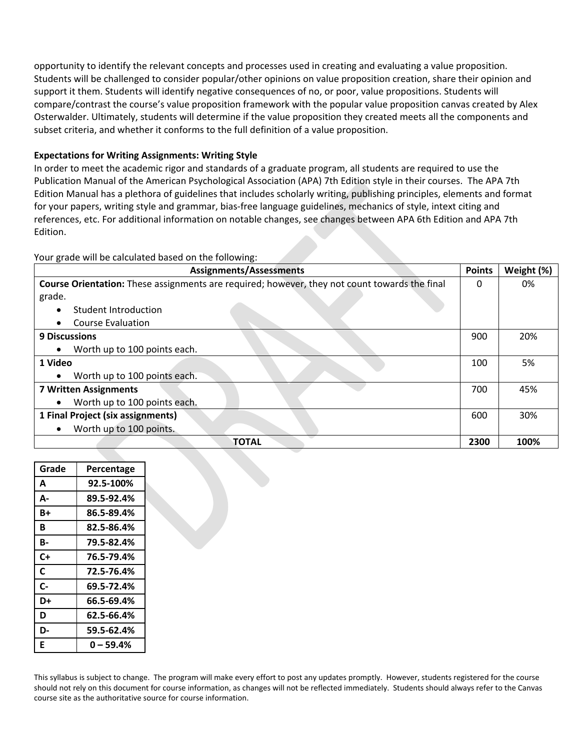opportunity to identify the relevant concepts and processes used in creating and evaluating a value proposition. Students will be challenged to consider popular/other opinions on value proposition creation, share their opinion and support it them. Students will identify negative consequences of no, or poor, value propositions. Students will compare/contrast the course's value proposition framework with the popular value proposition canvas created by Alex Osterwalder. Ultimately, students will determine if the value proposition they created meets all the components and subset criteria, and whether it conforms to the full definition of a value proposition.

**Expectations for Writing Assignments: Writing Style**

In order to meet the academic rigor and standards of a graduate program, all students are required to use the Publication Manual of the American Psychological Association (APA) 7th Edition style in their courses. The APA 7th Edition Manual has a plethora of guidelines that includes scholarly writing, publishing principles, elements and format for your papers, writing style and grammar, bias-free language guidelines, mechanics of style, intext citing and references, etc. For additional information on notable changes, see changes between APA 6th Edition and APA 7th Edition.

Your grade will be calculated based on the following:

| Assignments/Assessments | Points | Weight (%) |
|---|---|---|
| **Course Orientation:** These assignments are required; however, they not count towards the final grade. <br>• Student Introduction <br>• Course Evaluation | 0 | 0% |
| **9 Discussions** <br>• Worth up to 100 points each. | 900 | 20% |
| **1 Video** <br>• Worth up to 100 points each. | 100 | 5% |
| **7 Written Assignments** <br>• Worth up to 100 points each. | 700 | 45% |
| **1 Final Project (six assignments)** <br>• Worth up to 100 points. | 600 | 30% |
| **TOTAL** | **2300** | **100%** |

| Grade | Percentage |
|---|---|
| **A** | **92.5-100%** |
| **A-** | **89.5-92.4%** |
| **B+** | **86.5-89.4%** |
| **B** | **82.5-86.4%** |
| **B-** | **79.5-82.4%** |
| **C+** | **76.5-79.4%** |
| **C** | **72.5-76.4%** |
| **C-** | **69.5-72.4%** |
| **D+** | **66.5-69.4%** |
| **D** | **62.5-66.4%** |
| **D-** | **59.5-62.4%** |
| **E** | **0 – 59.4%** |

This syllabus is subject to change. The program will make every effort to post any updates promptly. However, students registered for the course should not rely on this document for course information, as changes will not be reflected immediately. Students should always refer to the Canvas course site as the authoritative source for course information.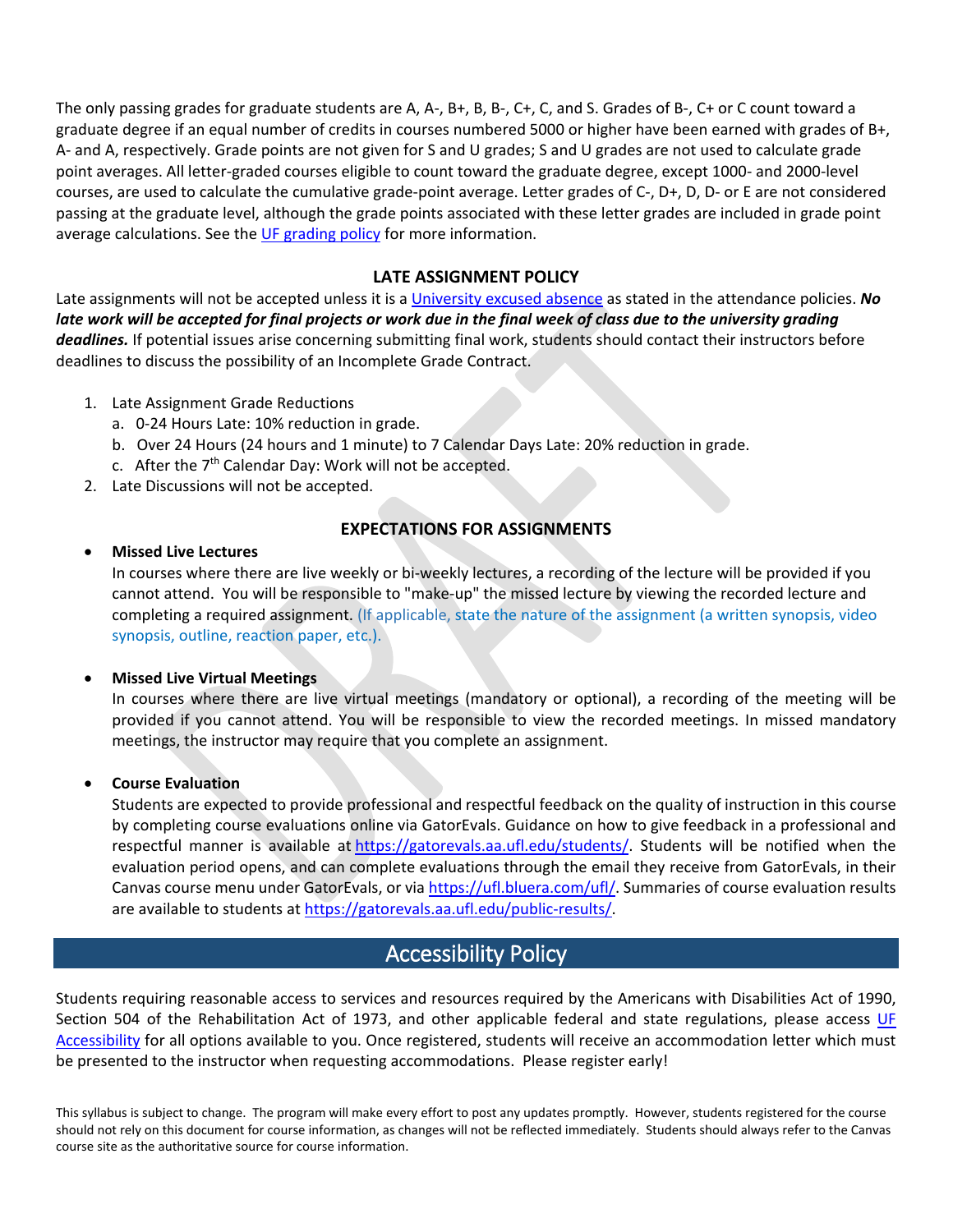The only passing grades for graduate students are A, A-, B+, B, B-, C+, C, and S. Grades of B-, C+ or C count toward a graduate degree if an equal number of credits in courses numbered 5000 or higher have been earned with grades of B+, A- and A, respectively. Grade points are not given for S and U grades; S and U grades are not used to calculate grade point averages. All letter-graded courses eligible to count toward the graduate degree, except 1000- and 2000-level courses, are used to calculate the cumulative grade-point average. Letter grades of C-, D+, D, D- or E are not considered passing at the graduate level, although the grade points associated with these letter grades are included in grade point average calculations. See the [UF grading policy] for more information.

### LATE ASSIGNMENT POLICY

Late assignments will not be accepted unless it is a [University excused absence] as stated in the attendance policies. ***No late work will be accepted for final projects or work due in the final week of class due to the university grading deadlines.*** If potential issues arise concerning submitting final work, students should contact their instructors before deadlines to discuss the possibility of an Incomplete Grade Contract.

1. Late Assignment Grade Reductions
   a. 0-24 Hours Late: 10% reduction in grade.
   b. Over 24 Hours (24 hours and 1 minute) to 7 Calendar Days Late: 20% reduction in grade.
   c. After the 7th Calendar Day: Work will not be accepted.
2. Late Discussions will not be accepted.

### EXPECTATIONS FOR ASSIGNMENTS

- **Missed Live Lectures**
  In courses where there are live weekly or bi-weekly lectures, a recording of the lecture will be provided if you cannot attend. You will be responsible to "make-up" the missed lecture by viewing the recorded lecture and completing a required assignment. (If applicable, state the nature of the assignment (a written synopsis, video synopsis, outline, reaction paper, etc.).

- **Missed Live Virtual Meetings**
  In courses where there are live virtual meetings (mandatory or optional), a recording of the meeting will be provided if you cannot attend. You will be responsible to view the recorded meetings. In missed mandatory meetings, the instructor may require that you complete an assignment.

- **Course Evaluation**
  Students are expected to provide professional and respectful feedback on the quality of instruction in this course by completing course evaluations online via GatorEvals. Guidance on how to give feedback in a professional and respectful manner is available at https://gatorevals.aa.ufl.edu/students/. Students will be notified when the evaluation period opens, and can complete evaluations through the email they receive from GatorEvals, in their Canvas course menu under GatorEvals, or via https://ufl.bluera.com/ufl/. Summaries of course evaluation results are available to students at https://gatorevals.aa.ufl.edu/public-results/.

## Accessibility Policy

Students requiring reasonable access to services and resources required by the Americans with Disabilities Act of 1990, Section 504 of the Rehabilitation Act of 1973, and other applicable federal and state regulations, please access [UF Accessibility] for all options available to you. Once registered, students will receive an accommodation letter which must be presented to the instructor when requesting accommodations. Please register early!

This syllabus is subject to change. The program will make every effort to post any updates promptly. However, students registered for the course should not rely on this document for course information, as changes will not be reflected immediately. Students should always refer to the Canvas course site as the authoritative source for course information.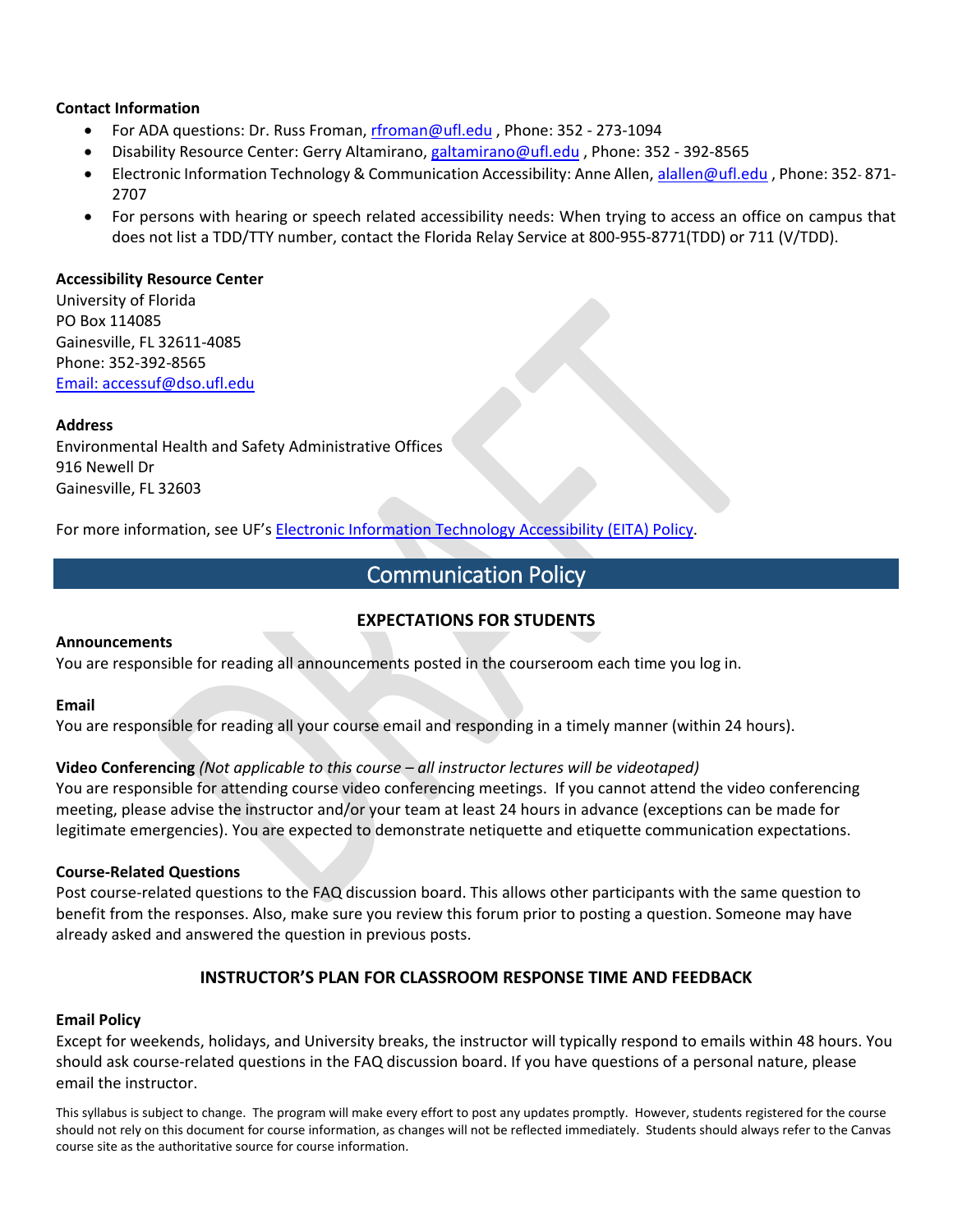**Contact Information**

- For ADA questions: Dr. Russ Froman, rfroman@ufl.edu , Phone: 352 - 273-1094
- Disability Resource Center: Gerry Altamirano, galtamirano@ufl.edu , Phone: 352 - 392-8565
- Electronic Information Technology & Communication Accessibility: Anne Allen, alallen@ufl.edu , Phone: 352- 871-2707
- For persons with hearing or speech related accessibility needs: When trying to access an office on campus that does not list a TDD/TTY number, contact the Florida Relay Service at 800-955-8771(TDD) or 711 (V/TDD).

**Accessibility Resource Center**
University of Florida
PO Box 114085
Gainesville, FL 32611-4085
Phone: 352-392-8565
Email: accessuf@dso.ufl.edu

**Address**
Environmental Health and Safety Administrative Offices
916 Newell Dr
Gainesville, FL 32603

For more information, see UF's Electronic Information Technology Accessibility (EITA) Policy.

## Communication Policy

### EXPECTATIONS FOR STUDENTS

**Announcements**
You are responsible for reading all announcements posted in the courseroom each time you log in.

**Email**
You are responsible for reading all your course email and responding in a timely manner (within 24 hours).

**Video Conferencing** *(Not applicable to this course – all instructor lectures will be videotaped)*
You are responsible for attending course video conferencing meetings. If you cannot attend the video conferencing meeting, please advise the instructor and/or your team at least 24 hours in advance (exceptions can be made for legitimate emergencies). You are expected to demonstrate netiquette and etiquette communication expectations.

**Course-Related Questions**
Post course-related questions to the FAQ discussion board. This allows other participants with the same question to benefit from the responses. Also, make sure you review this forum prior to posting a question. Someone may have already asked and answered the question in previous posts.

### INSTRUCTOR'S PLAN FOR CLASSROOM RESPONSE TIME AND FEEDBACK

**Email Policy**
Except for weekends, holidays, and University breaks, the instructor will typically respond to emails within 48 hours. You should ask course-related questions in the FAQ discussion board. If you have questions of a personal nature, please email the instructor.

This syllabus is subject to change. The program will make every effort to post any updates promptly. However, students registered for the course should not rely on this document for course information, as changes will not be reflected immediately. Students should always refer to the Canvas course site as the authoritative source for course information.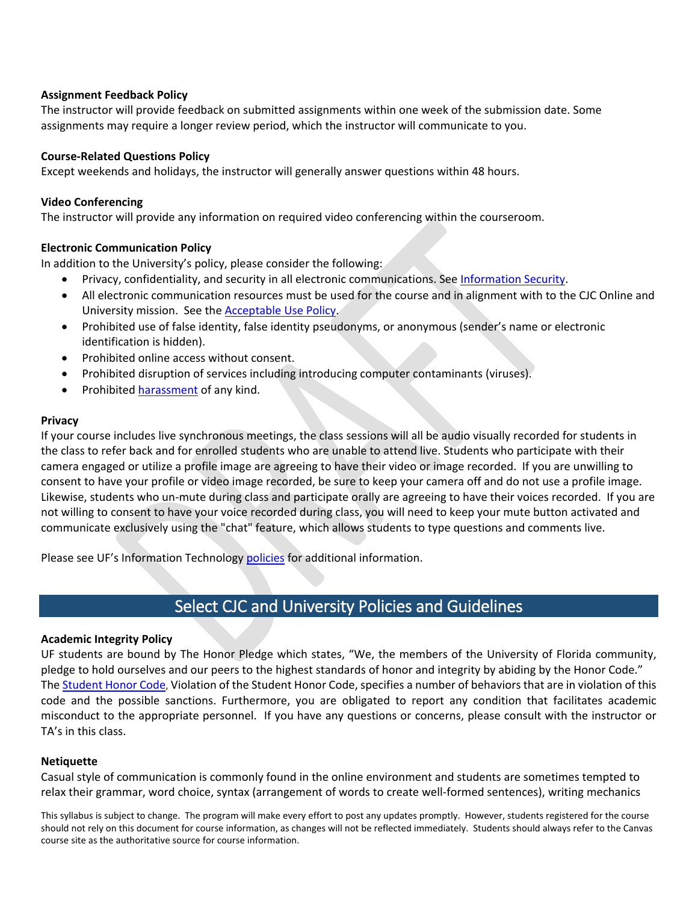**Assignment Feedback Policy**
The instructor will provide feedback on submitted assignments within one week of the submission date. Some assignments may require a longer review period, which the instructor will communicate to you.

**Course-Related Questions Policy**
Except weekends and holidays, the instructor will generally answer questions within 48 hours.

**Video Conferencing**
The instructor will provide any information on required video conferencing within the courseroom.

**Electronic Communication Policy**
In addition to the University's policy, please consider the following:

- Privacy, confidentiality, and security in all electronic communications. See Information Security.
- All electronic communication resources must be used for the course and in alignment with to the CJC Online and University mission. See the Acceptable Use Policy.
- Prohibited use of false identity, false identity pseudonyms, or anonymous (sender's name or electronic identification is hidden).
- Prohibited online access without consent.
- Prohibited disruption of services including introducing computer contaminants (viruses).
- Prohibited harassment of any kind.

**Privacy**
If your course includes live synchronous meetings, the class sessions will all be audio visually recorded for students in the class to refer back and for enrolled students who are unable to attend live. Students who participate with their camera engaged or utilize a profile image are agreeing to have their video or image recorded. If you are unwilling to consent to have your profile or video image recorded, be sure to keep your camera off and do not use a profile image. Likewise, students who un-mute during class and participate orally are agreeing to have their voices recorded. If you are not willing to consent to have your voice recorded during class, you will need to keep your mute button activated and communicate exclusively using the "chat" feature, which allows students to type questions and comments live.

Please see UF's Information Technology policies for additional information.

## Select CJC and University Policies and Guidelines

**Academic Integrity Policy**
UF students are bound by The Honor Pledge which states, "We, the members of the University of Florida community, pledge to hold ourselves and our peers to the highest standards of honor and integrity by abiding by the Honor Code." The Student Honor Code, Violation of the Student Honor Code, specifies a number of behaviors that are in violation of this code and the possible sanctions. Furthermore, you are obligated to report any condition that facilitates academic misconduct to the appropriate personnel. If you have any questions or concerns, please consult with the instructor or TA's in this class.

**Netiquette**
Casual style of communication is commonly found in the online environment and students are sometimes tempted to relax their grammar, word choice, syntax (arrangement of words to create well-formed sentences), writing mechanics

This syllabus is subject to change. The program will make every effort to post any updates promptly. However, students registered for the course should not rely on this document for course information, as changes will not be reflected immediately. Students should always refer to the Canvas course site as the authoritative source for course information.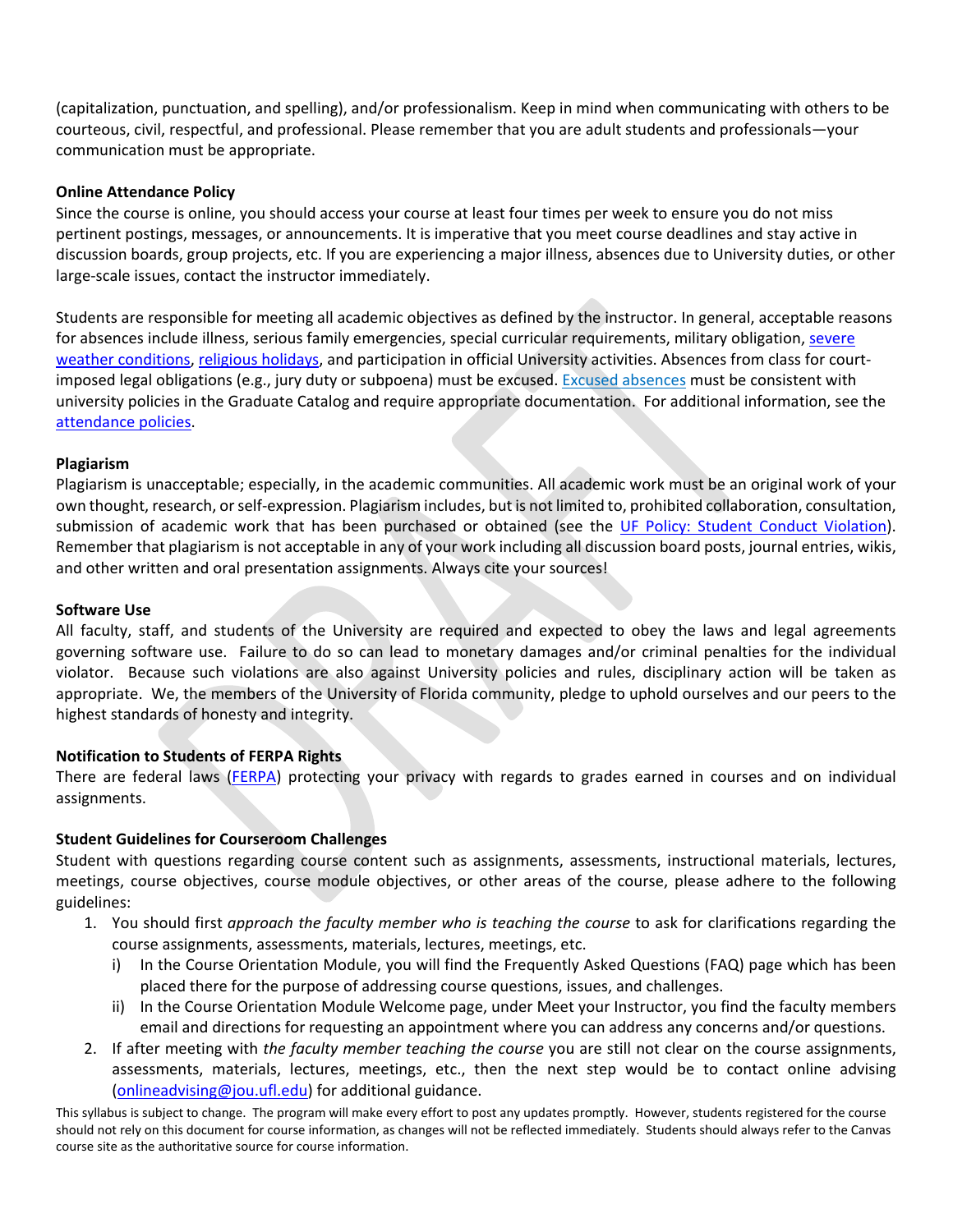(capitalization, punctuation, and spelling), and/or professionalism. Keep in mind when communicating with others to be courteous, civil, respectful, and professional. Please remember that you are adult students and professionals—your communication must be appropriate.

**Online Attendance Policy**

Since the course is online, you should access your course at least four times per week to ensure you do not miss pertinent postings, messages, or announcements. It is imperative that you meet course deadlines and stay active in discussion boards, group projects, etc. If you are experiencing a major illness, absences due to University duties, or other large-scale issues, contact the instructor immediately.

Students are responsible for meeting all academic objectives as defined by the instructor. In general, acceptable reasons for absences include illness, serious family emergencies, special curricular requirements, military obligation, severe weather conditions, religious holidays, and participation in official University activities. Absences from class for court-imposed legal obligations (e.g., jury duty or subpoena) must be excused. Excused absences must be consistent with university policies in the Graduate Catalog and require appropriate documentation. For additional information, see the attendance policies.

**Plagiarism**

Plagiarism is unacceptable; especially, in the academic communities. All academic work must be an original work of your own thought, research, or self-expression. Plagiarism includes, but is not limited to, prohibited collaboration, consultation, submission of academic work that has been purchased or obtained (see the UF Policy: Student Conduct Violation). Remember that plagiarism is not acceptable in any of your work including all discussion board posts, journal entries, wikis, and other written and oral presentation assignments. Always cite your sources!

**Software Use**

All faculty, staff, and students of the University are required and expected to obey the laws and legal agreements governing software use. Failure to do so can lead to monetary damages and/or criminal penalties for the individual violator. Because such violations are also against University policies and rules, disciplinary action will be taken as appropriate. We, the members of the University of Florida community, pledge to uphold ourselves and our peers to the highest standards of honesty and integrity.

**Notification to Students of FERPA Rights**

There are federal laws (FERPA) protecting your privacy with regards to grades earned in courses and on individual assignments.

**Student Guidelines for Courseroom Challenges**

Student with questions regarding course content such as assignments, assessments, instructional materials, lectures, meetings, course objectives, course module objectives, or other areas of the course, please adhere to the following guidelines:

1. You should first *approach the faculty member who is teaching the course* to ask for clarifications regarding the course assignments, assessments, materials, lectures, meetings, etc.
   i) In the Course Orientation Module, you will find the Frequently Asked Questions (FAQ) page which has been placed there for the purpose of addressing course questions, issues, and challenges.
   ii) In the Course Orientation Module Welcome page, under Meet your Instructor, you find the faculty members email and directions for requesting an appointment where you can address any concerns and/or questions.
2. If after meeting with *the faculty member teaching the course* you are still not clear on the course assignments, assessments, materials, lectures, meetings, etc., then the next step would be to contact online advising (onlineadvising@jou.ufl.edu) for additional guidance.

This syllabus is subject to change. The program will make every effort to post any updates promptly. However, students registered for the course should not rely on this document for course information, as changes will not be reflected immediately. Students should always refer to the Canvas course site as the authoritative source for course information.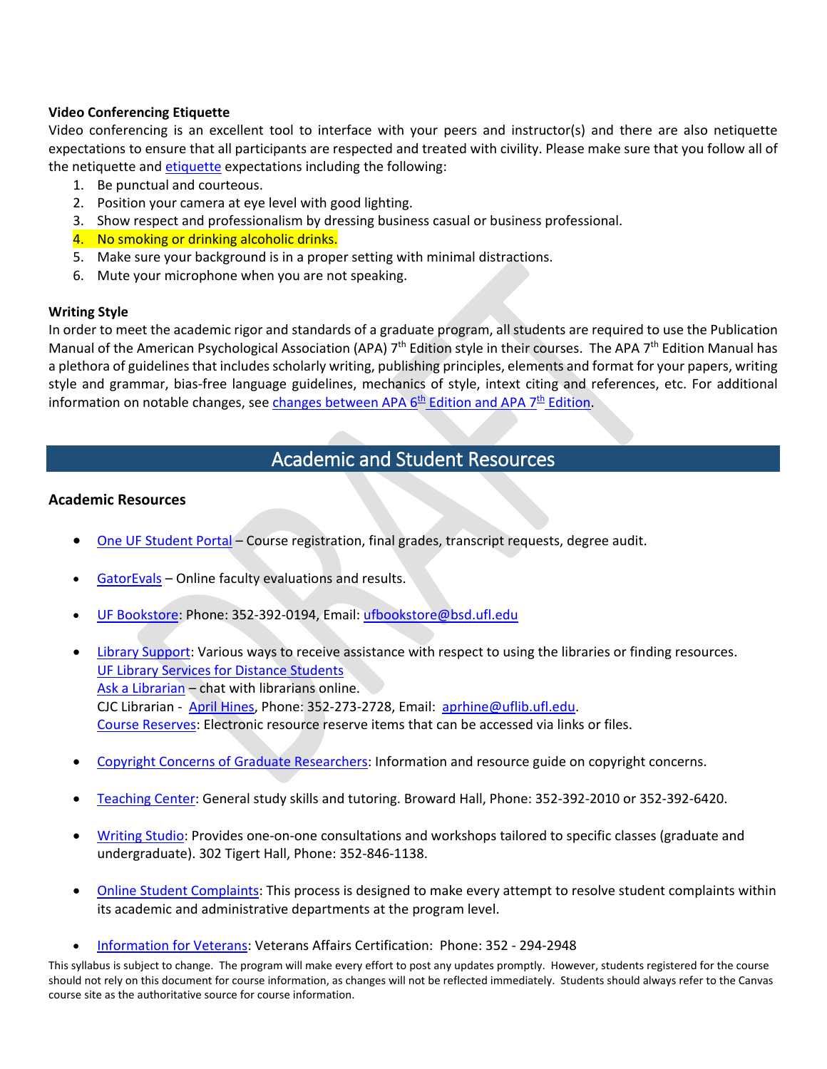**Video Conferencing Etiquette**

Video conferencing is an excellent tool to interface with your peers and instructor(s) and there are also netiquette expectations to ensure that all participants are respected and treated with civility. Please make sure that you follow all of the netiquette and etiquette expectations including the following:

1. Be punctual and courteous.
2. Position your camera at eye level with good lighting.
3. Show respect and professionalism by dressing business casual or business professional.
4. No smoking or drinking alcoholic drinks.
5. Make sure your background is in a proper setting with minimal distractions.
6. Mute your microphone when you are not speaking.

**Writing Style**

In order to meet the academic rigor and standards of a graduate program, all students are required to use the Publication Manual of the American Psychological Association (APA) 7th Edition style in their courses. The APA 7th Edition Manual has a plethora of guidelines that includes scholarly writing, publishing principles, elements and format for your papers, writing style and grammar, bias-free language guidelines, mechanics of style, intext citing and references, etc. For additional information on notable changes, see changes between APA 6th Edition and APA 7th Edition.

## Academic and Student Resources

### Academic Resources

- One UF Student Portal – Course registration, final grades, transcript requests, degree audit.
- GatorEvals – Online faculty evaluations and results.
- UF Bookstore: Phone: 352-392-0194, Email: ufbookstore@bsd.ufl.edu
- Library Support: Various ways to receive assistance with respect to using the libraries or finding resources.
  UF Library Services for Distance Students
  Ask a Librarian – chat with librarians online.
  CJC Librarian - April Hines, Phone: 352-273-2728, Email: aprhine@uflib.ufl.edu.
  Course Reserves: Electronic resource reserve items that can be accessed via links or files.
- Copyright Concerns of Graduate Researchers: Information and resource guide on copyright concerns.
- Teaching Center: General study skills and tutoring. Broward Hall, Phone: 352-392-2010 or 352-392-6420.
- Writing Studio: Provides one-on-one consultations and workshops tailored to specific classes (graduate and undergraduate). 302 Tigert Hall, Phone: 352-846-1138.
- Online Student Complaints: This process is designed to make every attempt to resolve student complaints within its academic and administrative departments at the program level.
- Information for Veterans: Veterans Affairs Certification: Phone: 352 - 294-2948

This syllabus is subject to change. The program will make every effort to post any updates promptly. However, students registered for the course should not rely on this document for course information, as changes will not be reflected immediately. Students should always refer to the Canvas course site as the authoritative source for course information.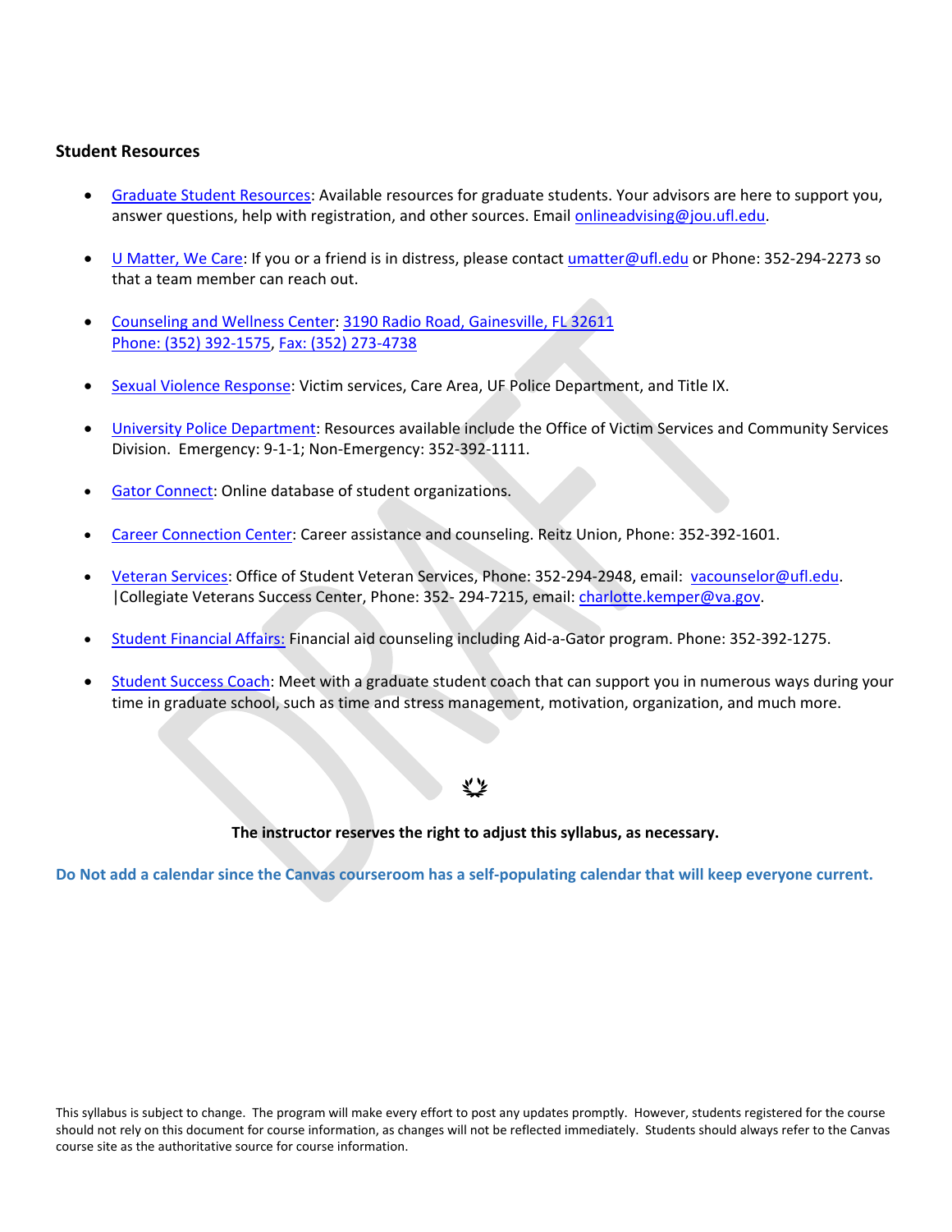**Student Resources**

- Graduate Student Resources: Available resources for graduate students. Your advisors are here to support you, answer questions, help with registration, and other sources. Email onlineadvising@jou.ufl.edu.

- U Matter, We Care: If you or a friend is in distress, please contact umatter@ufl.edu or Phone: 352-294-2273 so that a team member can reach out.

- Counseling and Wellness Center: 3190 Radio Road, Gainesville, FL 32611
  Phone: (352) 392-1575, Fax: (352) 273-4738

- Sexual Violence Response: Victim services, Care Area, UF Police Department, and Title IX.

- University Police Department: Resources available include the Office of Victim Services and Community Services Division. Emergency: 9-1-1; Non-Emergency: 352-392-1111.

- Gator Connect: Online database of student organizations.

- Career Connection Center: Career assistance and counseling. Reitz Union, Phone: 352-392-1601.

- Veteran Services: Office of Student Veteran Services, Phone: 352-294-2948, email: vacounselor@ufl.edu. |Collegiate Veterans Success Center, Phone: 352- 294-7215, email: charlotte.kemper@va.gov.

- Student Financial Affairs: Financial aid counseling including Aid-a-Gator program. Phone: 352-392-1275.

- Student Success Coach: Meet with a graduate student coach that can support you in numerous ways during your time in graduate school, such as time and stress management, motivation, organization, and much more.

**The instructor reserves the right to adjust this syllabus, as necessary.**

**Do Not add a calendar since the Canvas courseroom has a self-populating calendar that will keep everyone current.**

This syllabus is subject to change. The program will make every effort to post any updates promptly. However, students registered for the course should not rely on this document for course information, as changes will not be reflected immediately. Students should always refer to the Canvas course site as the authoritative source for course information.